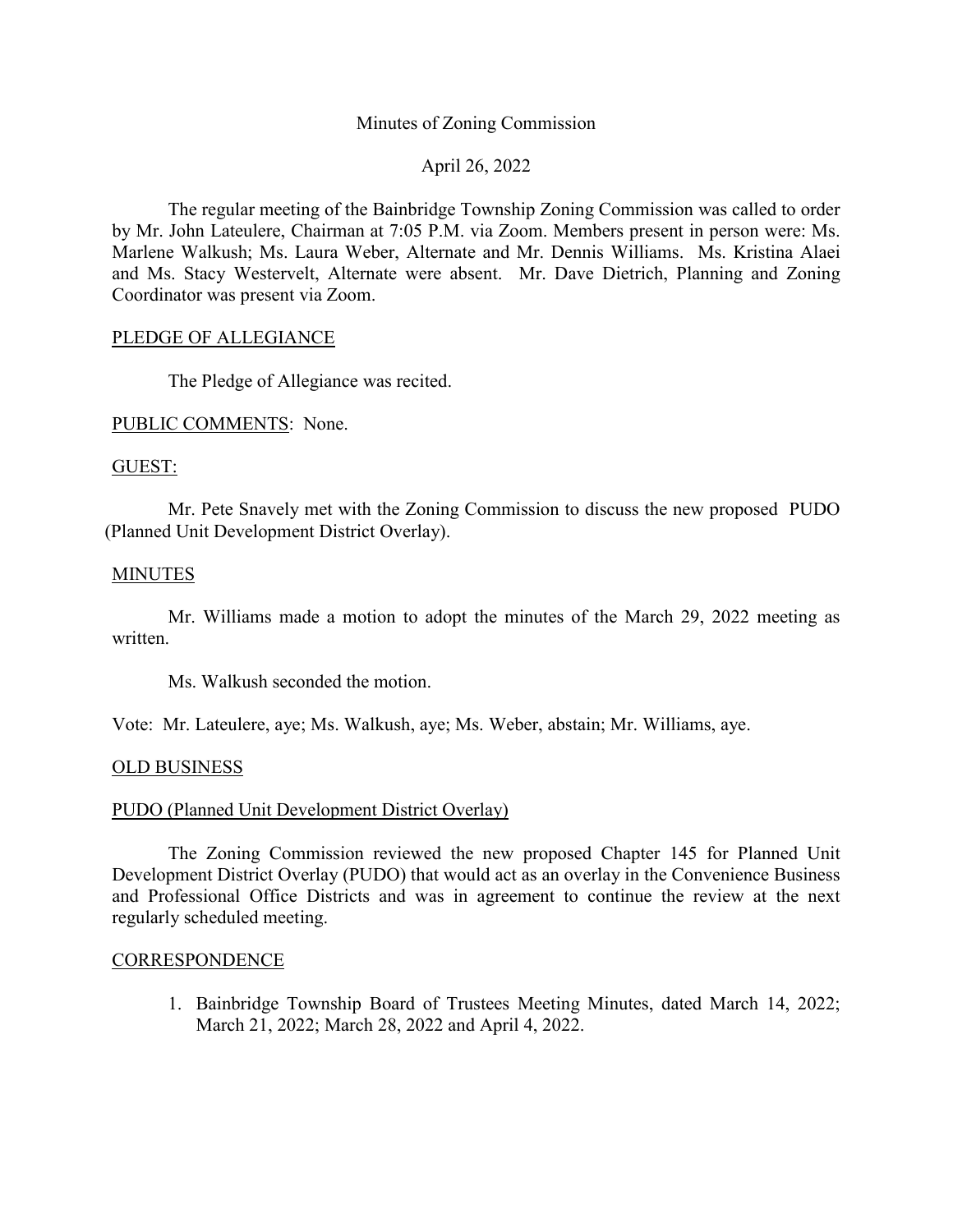Minutes of Zoning Commission

April 26, 2022

The regular meeting of the Bainbridge Township Zoning Commission was called to order by Mr. John Lateulere, Chairman at 7:05 P.M. via Zoom. Members present in person were: Ms. Marlene Walkush; Ms. Laura Weber, Alternate and Mr. Dennis Williams. Ms. Kristina Alaei and Ms. Stacy Westervelt, Alternate were absent. Mr. Dave Dietrich, Planning and Zoning Coordinator was present via Zoom.

PLEDGE OF ALLEGIANCE

The Pledge of Allegiance was recited.

PUBLIC COMMENTS: None.

GUEST:

Mr. Pete Snavely met with the Zoning Commission to discuss the new proposed PUDO (Planned Unit Development District Overlay).

MINUTES

Mr. Williams made a motion to adopt the minutes of the March 29, 2022 meeting as written.

Ms. Walkush seconded the motion.

Vote: Mr. Lateulere, aye; Ms. Walkush, aye; Ms. Weber, abstain; Mr. Williams, aye.

OLD BUSINESS

PUDO (Planned Unit Development District Overlay)

The Zoning Commission reviewed the new proposed Chapter 145 for Planned Unit Development District Overlay (PUDO) that would act as an overlay in the Convenience Business and Professional Office Districts and was in agreement to continue the review at the next regularly scheduled meeting.

CORRESPONDENCE

1. Bainbridge Township Board of Trustees Meeting Minutes, dated March 14, 2022; March 21, 2022; March 28, 2022 and April 4, 2022.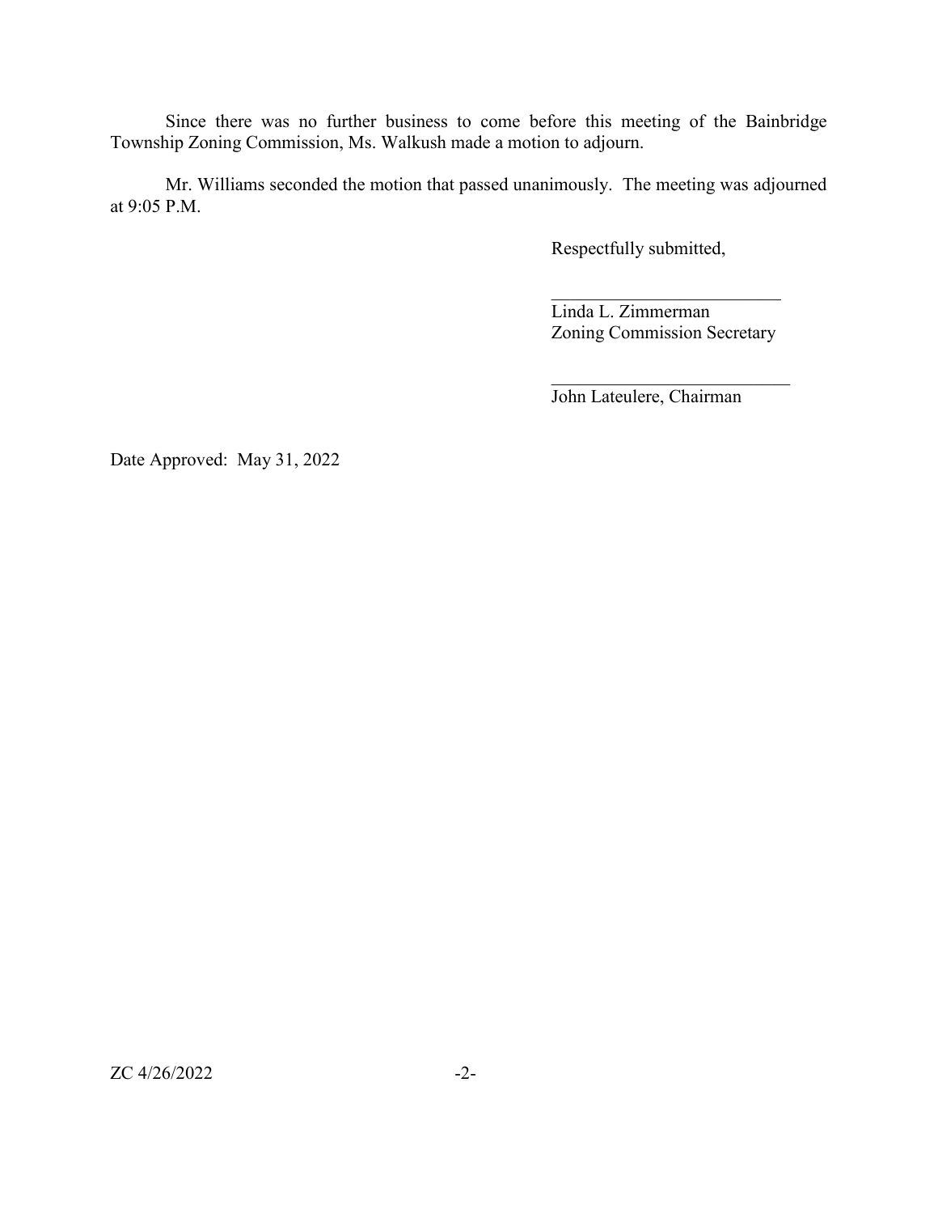Since there was no further business to come before this meeting of the Bainbridge Township Zoning Commission, Ms. Walkush made a motion to adjourn.

Mr. Williams seconded the motion that passed unanimously. The meeting was adjourned at 9:05 P.M.

Respectfully submitted,

\_\_\_\_\_\_\_\_\_\_\_\_\_\_\_\_\_\_\_\_\_\_\_\_\_\_

Linda L. Zimmerman
Zoning Commission Secretary

\_\_\_\_\_\_\_\_\_\_\_\_\_\_\_\_\_\_\_\_\_\_\_\_\_\_

John Lateulere, Chairman

Date Approved: May 31, 2022